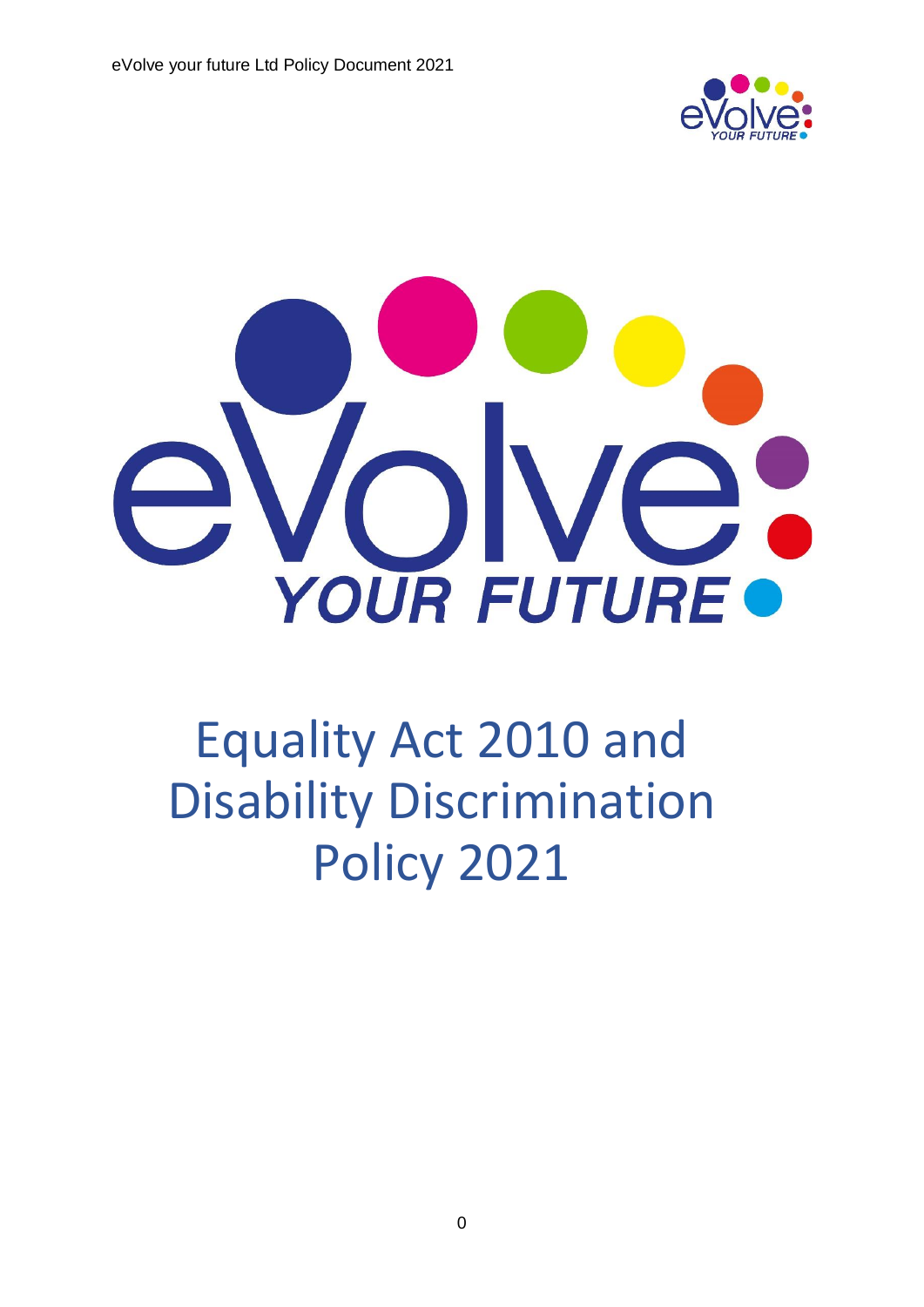# Equality Act 2010 and Disability Discrimination Policy 2021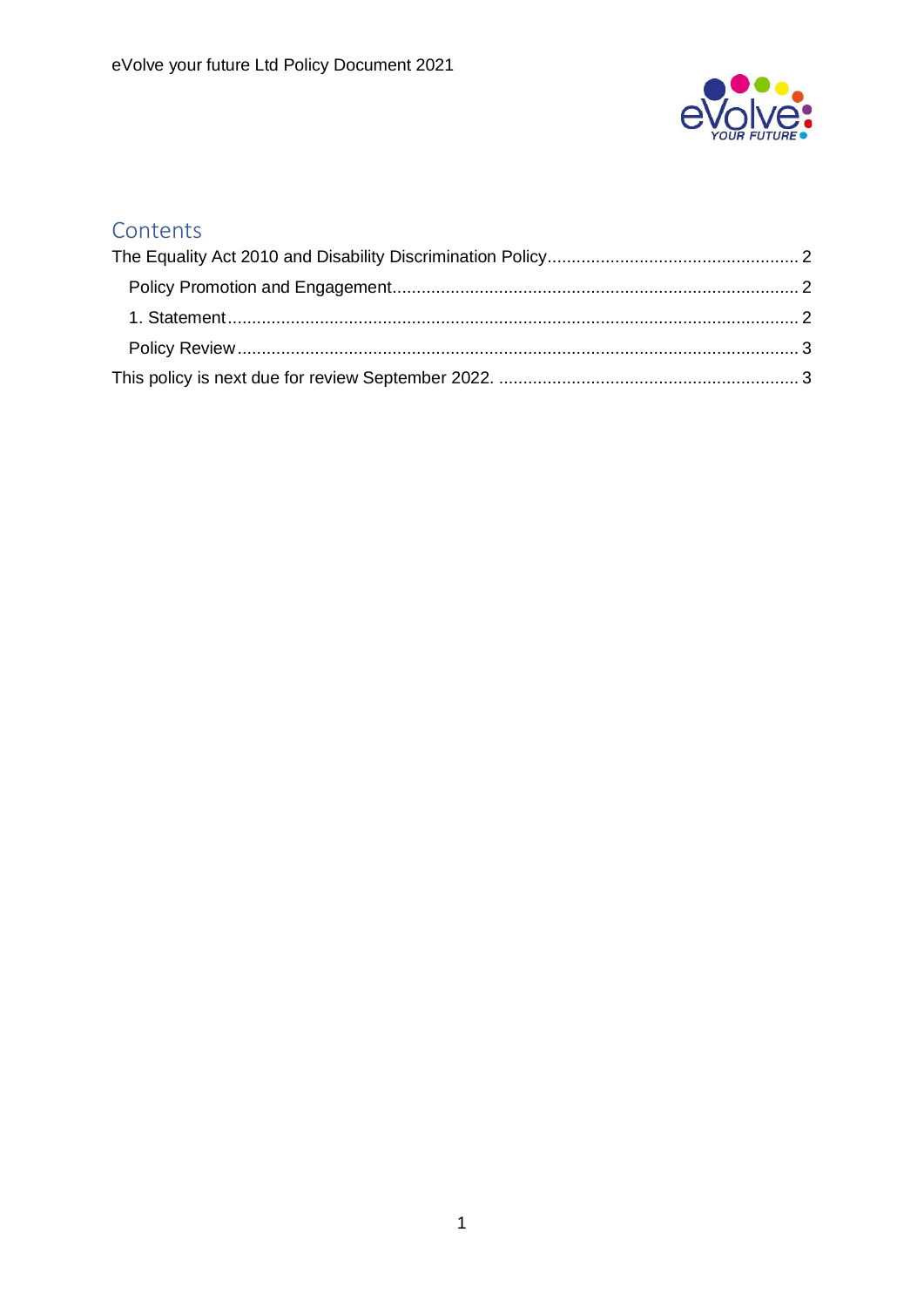## Contents

The Equality Act 2010 and Disability Discrimination Policy .................................................... 2

- Policy Promotion and Engagement .................................................................................... 2
- 1. Statement ...................................................................................................................... 2
- Policy Review .................................................................................................................... 3

This policy is next due for review September 2022. .............................................................. 3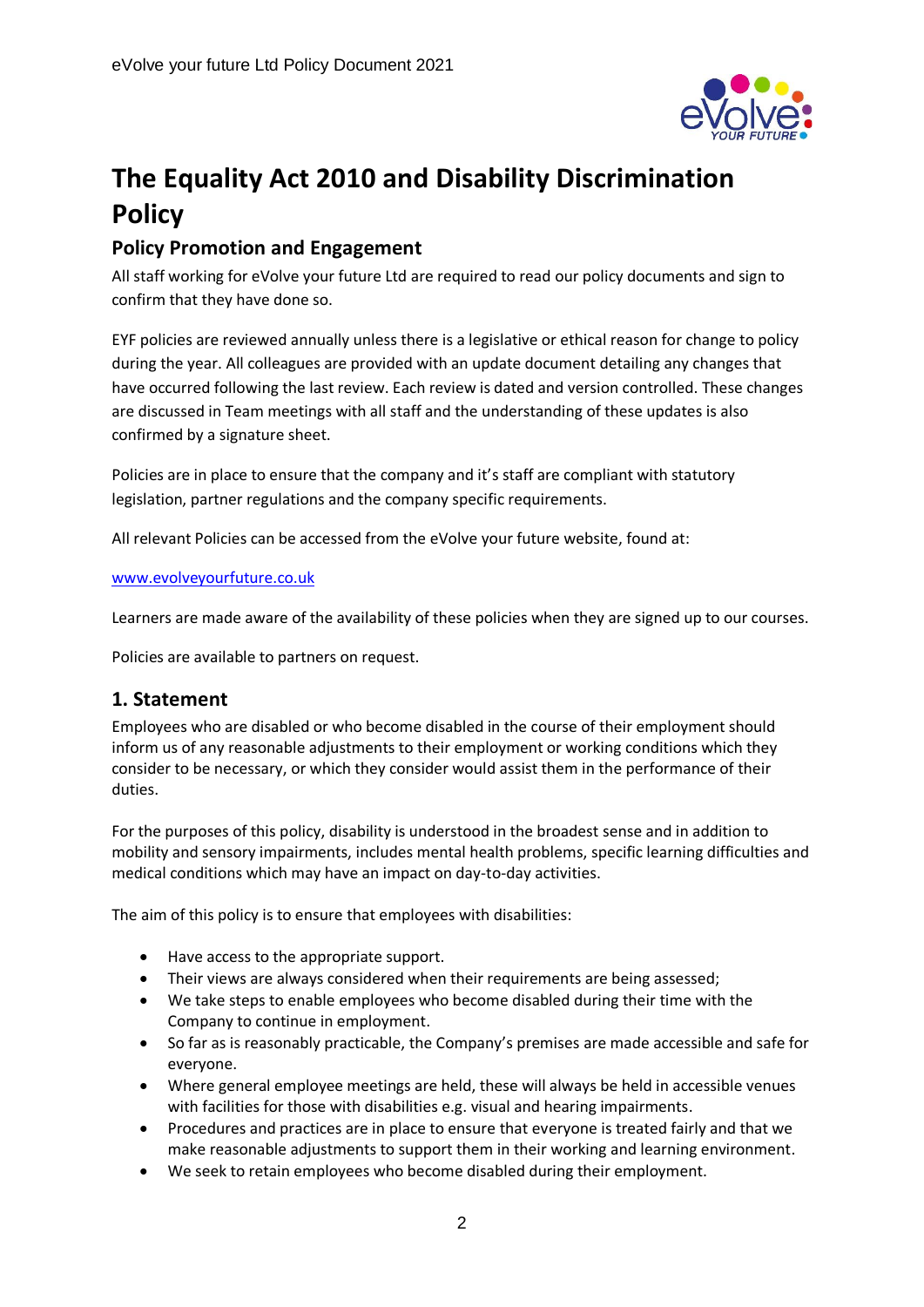# The Equality Act 2010 and Disability Discrimination Policy

## Policy Promotion and Engagement

All staff working for eVolve your future Ltd are required to read our policy documents and sign to confirm that they have done so.

EYF policies are reviewed annually unless there is a legislative or ethical reason for change to policy during the year. All colleagues are provided with an update document detailing any changes that have occurred following the last review. Each review is dated and version controlled. These changes are discussed in Team meetings with all staff and the understanding of these updates is also confirmed by a signature sheet.

Policies are in place to ensure that the company and it's staff are compliant with statutory legislation, partner regulations and the company specific requirements.

All relevant Policies can be accessed from the eVolve your future website, found at:

www.evolveyourfuture.co.uk

Learners are made aware of the availability of these policies when they are signed up to our courses.

Policies are available to partners on request.

## 1. Statement

Employees who are disabled or who become disabled in the course of their employment should inform us of any reasonable adjustments to their employment or working conditions which they consider to be necessary, or which they consider would assist them in the performance of their duties.

For the purposes of this policy, disability is understood in the broadest sense and in addition to mobility and sensory impairments, includes mental health problems, specific learning difficulties and medical conditions which may have an impact on day-to-day activities.

The aim of this policy is to ensure that employees with disabilities:

- Have access to the appropriate support.
- Their views are always considered when their requirements are being assessed;
- We take steps to enable employees who become disabled during their time with the Company to continue in employment.
- So far as is reasonably practicable, the Company's premises are made accessible and safe for everyone.
- Where general employee meetings are held, these will always be held in accessible venues with facilities for those with disabilities e.g. visual and hearing impairments.
- Procedures and practices are in place to ensure that everyone is treated fairly and that we make reasonable adjustments to support them in their working and learning environment.
- We seek to retain employees who become disabled during their employment.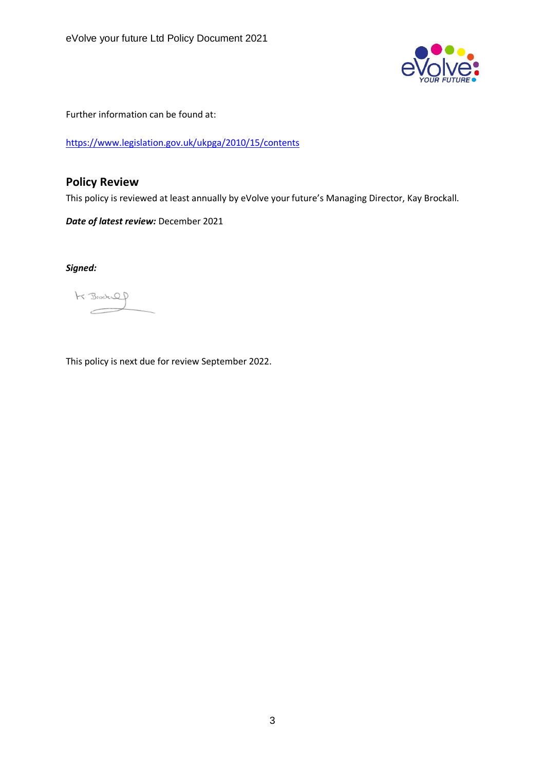Further information can be found at:

https://www.legislation.gov.uk/ukpga/2010/15/contents

## Policy Review

This policy is reviewed at least annually by eVolve your future's Managing Director, Kay Brockall.

***Date of latest review:*** December 2021

***Signed:***

This policy is next due for review September 2022.